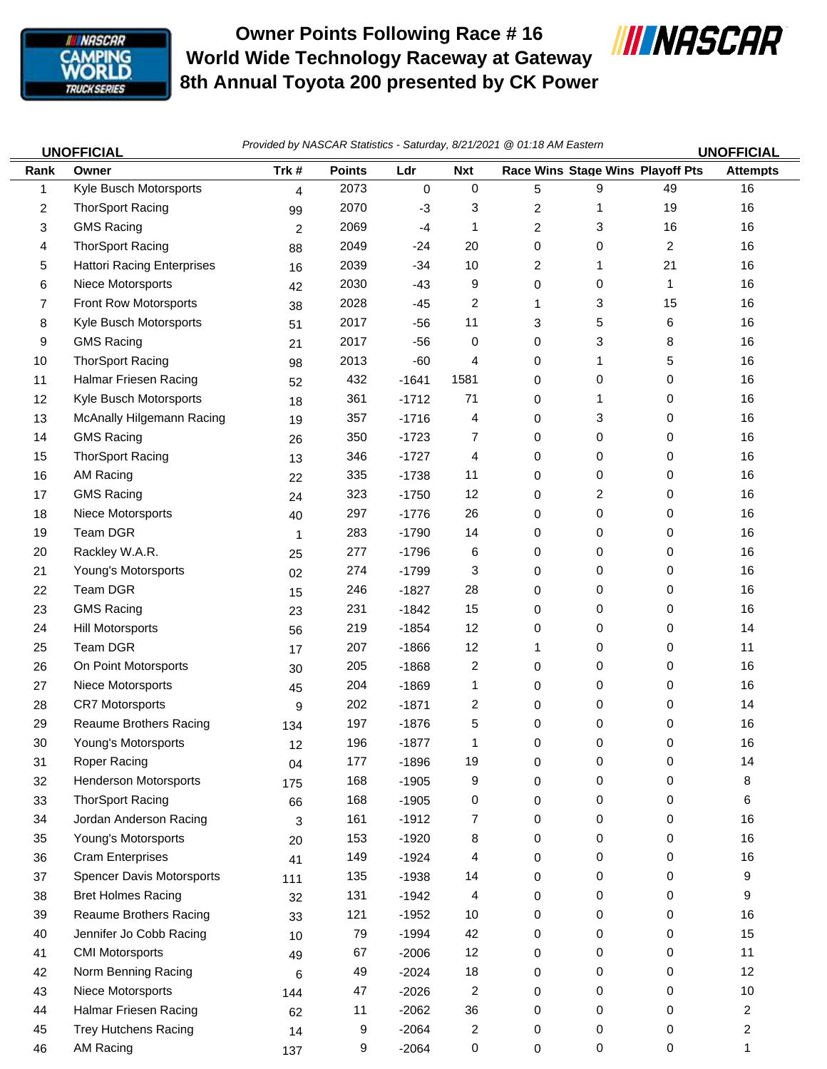# Owner Points Following Race # 16
# World Wide Technology Raceway at Gateway
# 8th Annual Toyota 200 presented by CK Power

**UNOFFICIAL** *Provided by NASCAR Statistics - Saturday, 8/21/2021 @ 01:18 AM Eastern* **UNOFFICIAL**

| Rank | Owner | Trk # | Points | Ldr | Nxt | Race Wins | Stage Wins | Playoff Pts | Attempts |
|---|---|---|---|---|---|---|---|---|---|
| 1 | Kyle Busch Motorsports | 4 | 2073 | 0 | 0 | 5 | 9 | 49 | 16 |
| 2 | ThorSport Racing | 99 | 2070 | -3 | 3 | 2 | 1 | 19 | 16 |
| 3 | GMS Racing | 2 | 2069 | -4 | 1 | 2 | 3 | 16 | 16 |
| 4 | ThorSport Racing | 88 | 2049 | -24 | 20 | 0 | 0 | 2 | 16 |
| 5 | Hattori Racing Enterprises | 16 | 2039 | -34 | 10 | 2 | 1 | 21 | 16 |
| 6 | Niece Motorsports | 42 | 2030 | -43 | 9 | 0 | 0 | 1 | 16 |
| 7 | Front Row Motorsports | 38 | 2028 | -45 | 2 | 1 | 3 | 15 | 16 |
| 8 | Kyle Busch Motorsports | 51 | 2017 | -56 | 11 | 3 | 5 | 6 | 16 |
| 9 | GMS Racing | 21 | 2017 | -56 | 0 | 0 | 3 | 8 | 16 |
| 10 | ThorSport Racing | 98 | 2013 | -60 | 4 | 0 | 1 | 5 | 16 |
| 11 | Halmar Friesen Racing | 52 | 432 | -1641 | 1581 | 0 | 0 | 0 | 16 |
| 12 | Kyle Busch Motorsports | 18 | 361 | -1712 | 71 | 0 | 1 | 0 | 16 |
| 13 | McAnally Hilgemann Racing | 19 | 357 | -1716 | 4 | 0 | 3 | 0 | 16 |
| 14 | GMS Racing | 26 | 350 | -1723 | 7 | 0 | 0 | 0 | 16 |
| 15 | ThorSport Racing | 13 | 346 | -1727 | 4 | 0 | 0 | 0 | 16 |
| 16 | AM Racing | 22 | 335 | -1738 | 11 | 0 | 0 | 0 | 16 |
| 17 | GMS Racing | 24 | 323 | -1750 | 12 | 0 | 2 | 0 | 16 |
| 18 | Niece Motorsports | 40 | 297 | -1776 | 26 | 0 | 0 | 0 | 16 |
| 19 | Team DGR | 1 | 283 | -1790 | 14 | 0 | 0 | 0 | 16 |
| 20 | Rackley W.A.R. | 25 | 277 | -1796 | 6 | 0 | 0 | 0 | 16 |
| 21 | Young's Motorsports | 02 | 274 | -1799 | 3 | 0 | 0 | 0 | 16 |
| 22 | Team DGR | 15 | 246 | -1827 | 28 | 0 | 0 | 0 | 16 |
| 23 | GMS Racing | 23 | 231 | -1842 | 15 | 0 | 0 | 0 | 16 |
| 24 | Hill Motorsports | 56 | 219 | -1854 | 12 | 0 | 0 | 0 | 14 |
| 25 | Team DGR | 17 | 207 | -1866 | 12 | 1 | 0 | 0 | 11 |
| 26 | On Point Motorsports | 30 | 205 | -1868 | 2 | 0 | 0 | 0 | 16 |
| 27 | Niece Motorsports | 45 | 204 | -1869 | 1 | 0 | 0 | 0 | 16 |
| 28 | CR7 Motorsports | 9 | 202 | -1871 | 2 | 0 | 0 | 0 | 14 |
| 29 | Reaume Brothers Racing | 134 | 197 | -1876 | 5 | 0 | 0 | 0 | 16 |
| 30 | Young's Motorsports | 12 | 196 | -1877 | 1 | 0 | 0 | 0 | 16 |
| 31 | Roper Racing | 04 | 177 | -1896 | 19 | 0 | 0 | 0 | 14 |
| 32 | Henderson Motorsports | 175 | 168 | -1905 | 9 | 0 | 0 | 0 | 8 |
| 33 | ThorSport Racing | 66 | 168 | -1905 | 0 | 0 | 0 | 0 | 6 |
| 34 | Jordan Anderson Racing | 3 | 161 | -1912 | 7 | 0 | 0 | 0 | 16 |
| 35 | Young's Motorsports | 20 | 153 | -1920 | 8 | 0 | 0 | 0 | 16 |
| 36 | Cram Enterprises | 41 | 149 | -1924 | 4 | 0 | 0 | 0 | 16 |
| 37 | Spencer Davis Motorsports | 111 | 135 | -1938 | 14 | 0 | 0 | 0 | 9 |
| 38 | Bret Holmes Racing | 32 | 131 | -1942 | 4 | 0 | 0 | 0 | 9 |
| 39 | Reaume Brothers Racing | 33 | 121 | -1952 | 10 | 0 | 0 | 0 | 16 |
| 40 | Jennifer Jo Cobb Racing | 10 | 79 | -1994 | 42 | 0 | 0 | 0 | 15 |
| 41 | CMI Motorsports | 49 | 67 | -2006 | 12 | 0 | 0 | 0 | 11 |
| 42 | Norm Benning Racing | 6 | 49 | -2024 | 18 | 0 | 0 | 0 | 12 |
| 43 | Niece Motorsports | 144 | 47 | -2026 | 2 | 0 | 0 | 0 | 10 |
| 44 | Halmar Friesen Racing | 62 | 11 | -2062 | 36 | 0 | 0 | 0 | 2 |
| 45 | Trey Hutchens Racing | 14 | 9 | -2064 | 2 | 0 | 0 | 0 | 2 |
| 46 | AM Racing | 137 | 9 | -2064 | 0 | 0 | 0 | 0 | 1 |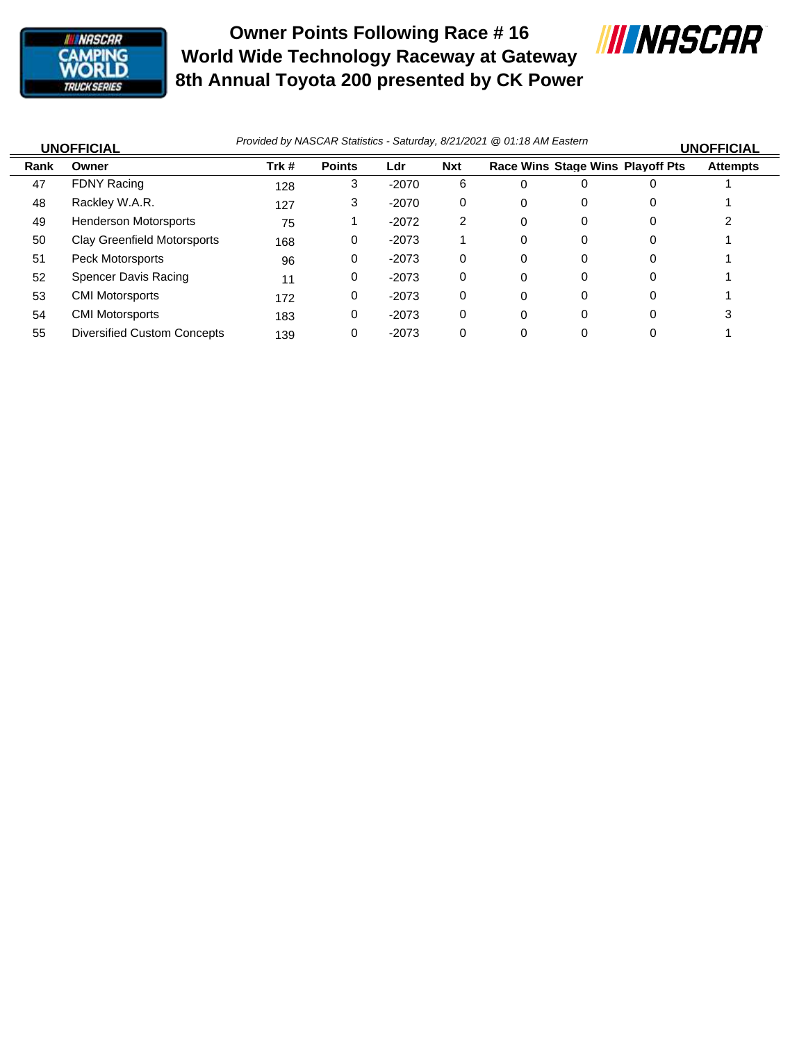# Owner Points Following Race # 16
# World Wide Technology Raceway at Gateway
# 8th Annual Toyota 200 presented by CK Power

**UNOFFICIAL** *Provided by NASCAR Statistics - Saturday, 8/21/2021 @ 01:18 AM Eastern* **UNOFFICIAL**

| Rank | Owner | Trk # | Points | Ldr | Nxt | Race Wins | Stage Wins | Playoff Pts | Attempts |
|---|---|---|---|---|---|---|---|---|---|
| 47 | FDNY Racing | 128 | 3 | -2070 | 6 | 0 | 0 | 0 | 1 |
| 48 | Rackley W.A.R. | 127 | 3 | -2070 | 0 | 0 | 0 | 0 | 1 |
| 49 | Henderson Motorsports | 75 | 1 | -2072 | 2 | 0 | 0 | 0 | 2 |
| 50 | Clay Greenfield Motorsports | 168 | 0 | -2073 | 1 | 0 | 0 | 0 | 1 |
| 51 | Peck Motorsports | 96 | 0 | -2073 | 0 | 0 | 0 | 0 | 1 |
| 52 | Spencer Davis Racing | 11 | 0 | -2073 | 0 | 0 | 0 | 0 | 1 |
| 53 | CMI Motorsports | 172 | 0 | -2073 | 0 | 0 | 0 | 0 | 1 |
| 54 | CMI Motorsports | 183 | 0 | -2073 | 0 | 0 | 0 | 0 | 3 |
| 55 | Diversified Custom Concepts | 139 | 0 | -2073 | 0 | 0 | 0 | 0 | 1 |